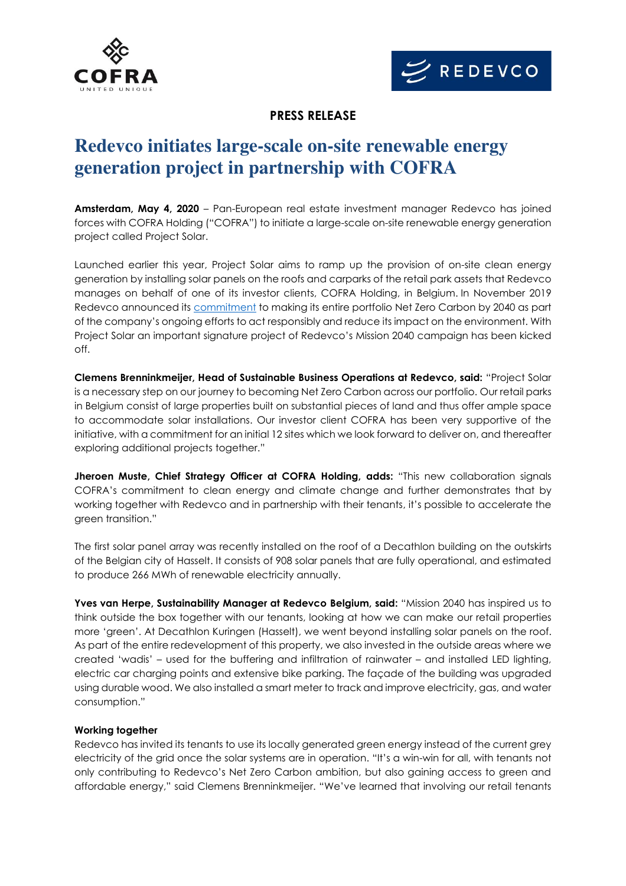**PRESS RELEASE**

# Redevco initiates large-scale on-site renewable energy generation project in partnership with COFRA

**Amsterdam, May 4, 2020** – Pan-European real estate investment manager Redevco has joined forces with COFRA Holding ("COFRA") to initiate a large-scale on-site renewable energy generation project called Project Solar.

Launched earlier this year, Project Solar aims to ramp up the provision of on-site clean energy generation by installing solar panels on the roofs and carparks of the retail park assets that Redevco manages on behalf of one of its investor clients, COFRA Holding, in Belgium. In November 2019 Redevco announced its commitment to making its entire portfolio Net Zero Carbon by 2040 as part of the company's ongoing efforts to act responsibly and reduce its impact on the environment. With Project Solar an important signature project of Redevco's Mission 2040 campaign has been kicked off.

**Clemens Brenninkmeijer, Head of Sustainable Business Operations at Redevco, said:** "Project Solar is a necessary step on our journey to becoming Net Zero Carbon across our portfolio. Our retail parks in Belgium consist of large properties built on substantial pieces of land and thus offer ample space to accommodate solar installations. Our investor client COFRA has been very supportive of the initiative, with a commitment for an initial 12 sites which we look forward to deliver on, and thereafter exploring additional projects together."

**Jheroen Muste, Chief Strategy Officer at COFRA Holding, adds:** "This new collaboration signals COFRA's commitment to clean energy and climate change and further demonstrates that by working together with Redevco and in partnership with their tenants, it's possible to accelerate the green transition."

The first solar panel array was recently installed on the roof of a Decathlon building on the outskirts of the Belgian city of Hasselt. It consists of 908 solar panels that are fully operational, and estimated to produce 266 MWh of renewable electricity annually.

**Yves van Herpe, Sustainability Manager at Redevco Belgium, said:** "Mission 2040 has inspired us to think outside the box together with our tenants, looking at how we can make our retail properties more 'green'. At Decathlon Kuringen (Hasselt), we went beyond installing solar panels on the roof. As part of the entire redevelopment of this property, we also invested in the outside areas where we created 'wadis' – used for the buffering and infiltration of rainwater – and installed LED lighting, electric car charging points and extensive bike parking. The façade of the building was upgraded using durable wood. We also installed a smart meter to track and improve electricity, gas, and water consumption."

**Working together**

Redevco has invited its tenants to use its locally generated green energy instead of the current grey electricity of the grid once the solar systems are in operation. "It's a win-win for all, with tenants not only contributing to Redevco's Net Zero Carbon ambition, but also gaining access to green and affordable energy," said Clemens Brenninkmeijer. "We've learned that involving our retail tenants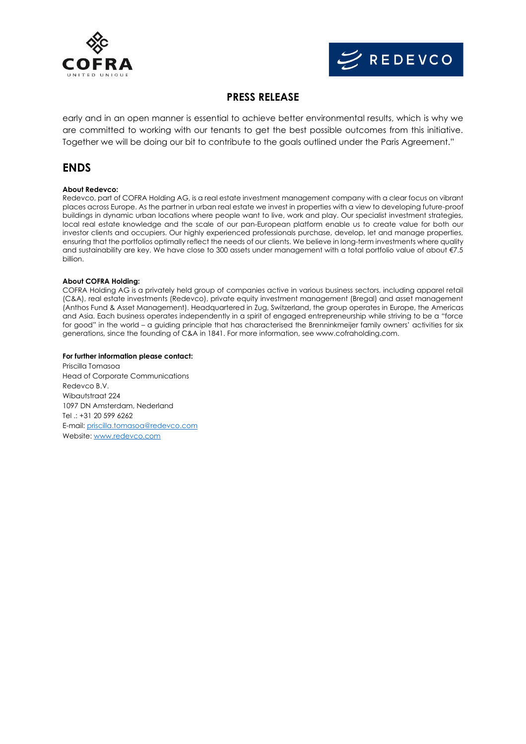## PRESS RELEASE

early and in an open manner is essential to achieve better environmental results, which is why we are committed to working with our tenants to get the best possible outcomes from this initiative. Together we will be doing our bit to contribute to the goals outlined under the Paris Agreement."

## ENDS

**About Redevco:**
Redevco, part of COFRA Holding AG, is a real estate investment management company with a clear focus on vibrant places across Europe. As the partner in urban real estate we invest in properties with a view to developing future-proof buildings in dynamic urban locations where people want to live, work and play. Our specialist investment strategies, local real estate knowledge and the scale of our pan-European platform enable us to create value for both our investor clients and occupiers. Our highly experienced professionals purchase, develop, let and manage properties, ensuring that the portfolios optimally reflect the needs of our clients. We believe in long-term investments where quality and sustainability are key. We have close to 300 assets under management with a total portfolio value of about €7.5 billion.

**About COFRA Holding:**
COFRA Holding AG is a privately held group of companies active in various business sectors, including apparel retail (C&A), real estate investments (Redevco), private equity investment management (Bregal) and asset management (Anthos Fund & Asset Management). Headquartered in Zug, Switzerland, the group operates in Europe, the Americas and Asia. Each business operates independently in a spirit of engaged entrepreneurship while striving to be a "force for good" in the world – a guiding principle that has characterised the Brenninkmeijer family owners' activities for six generations, since the founding of C&A in 1841. For more information, see www.cofraholding.com.

**For further information please contact:**
Priscilla Tomasoa
Head of Corporate Communications
Redevco B.V.
Wibautstraat 224
1097 DN Amsterdam, Nederland
Tel .: +31 20 599 6262
E-mail: priscilla.tomasoa@redevco.com
Website: www.redevco.com